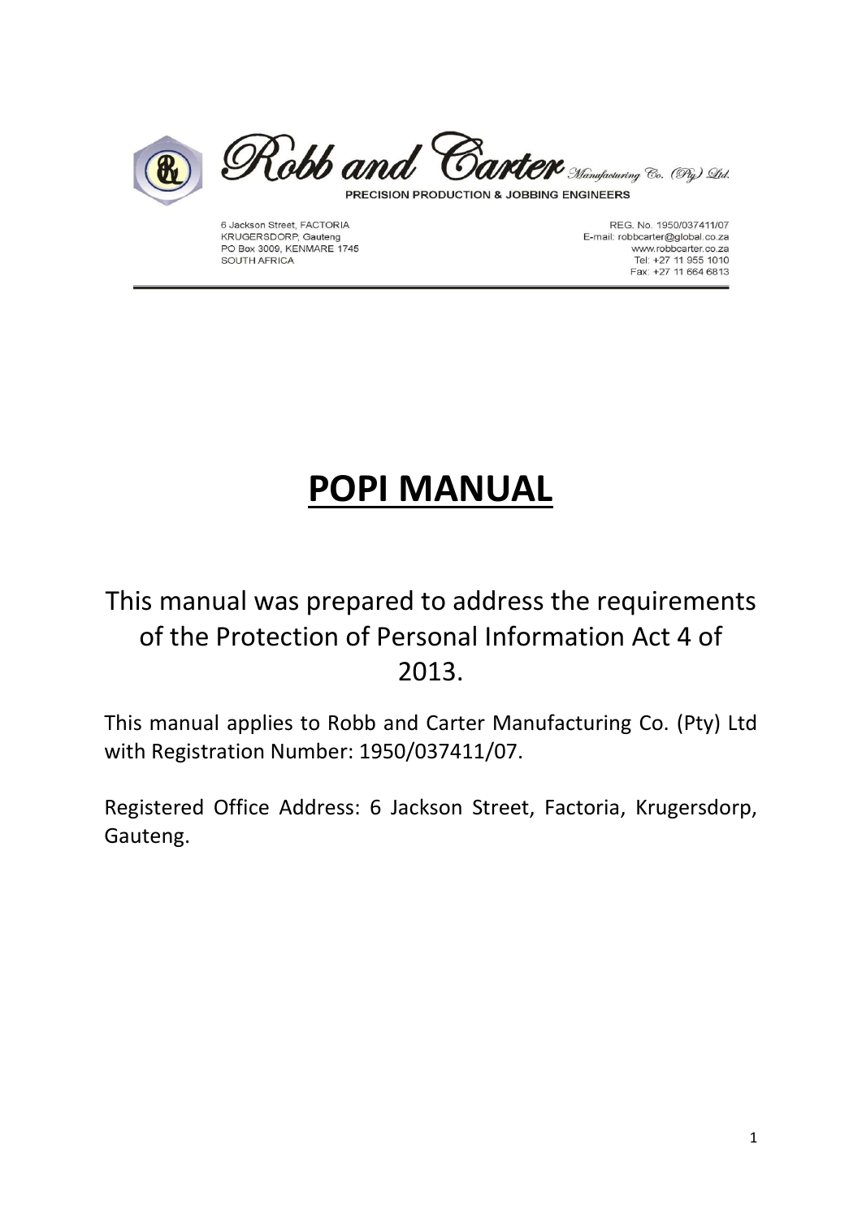Robb and Carter Manufacturing Co. (Pty) Ltd.

PRECISION PRODUCTION & JOBBING ENGINEERS

6 Jackson Street, FACTORIA
KRUGERSDORP, Gauteng
PO Box 3009, KENMARE 1745
SOUTH AFRICA

REG. No. 1950/037411/07
E-mail: robbcarter@global.co.za
www.robbcarter.co.za
Tel: +27 11 955 1010
Fax: +27 11 664 6813

# POPI MANUAL

This manual was prepared to address the requirements of the Protection of Personal Information Act 4 of 2013.

This manual applies to Robb and Carter Manufacturing Co. (Pty) Ltd with Registration Number: 1950/037411/07.

Registered Office Address: 6 Jackson Street, Factoria, Krugersdorp, Gauteng.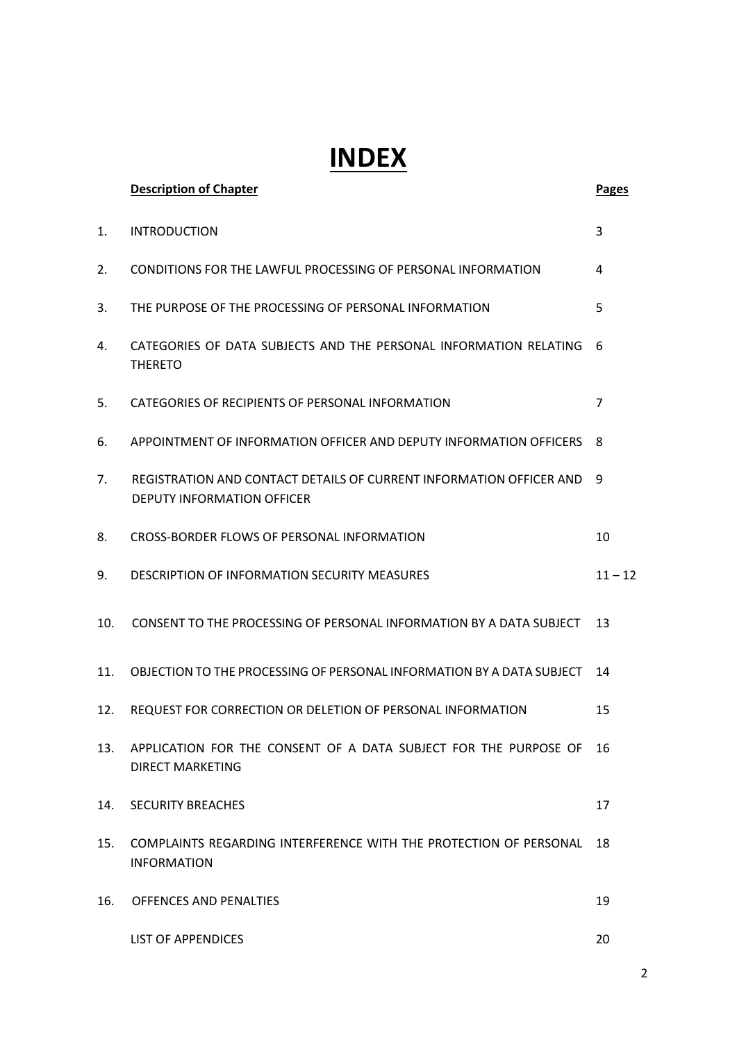# INDEX

| | **Description of Chapter** | **Pages** |
|---|---|---|
| 1. | INTRODUCTION | 3 |
| 2. | CONDITIONS FOR THE LAWFUL PROCESSING OF PERSONAL INFORMATION | 4 |
| 3. | THE PURPOSE OF THE PROCESSING OF PERSONAL INFORMATION | 5 |
| 4. | CATEGORIES OF DATA SUBJECTS AND THE PERSONAL INFORMATION RELATING THERETO | 6 |
| 5. | CATEGORIES OF RECIPIENTS OF PERSONAL INFORMATION | 7 |
| 6. | APPOINTMENT OF INFORMATION OFFICER AND DEPUTY INFORMATION OFFICERS | 8 |
| 7. | REGISTRATION AND CONTACT DETAILS OF CURRENT INFORMATION OFFICER AND DEPUTY INFORMATION OFFICER | 9 |
| 8. | CROSS-BORDER FLOWS OF PERSONAL INFORMATION | 10 |
| 9. | DESCRIPTION OF INFORMATION SECURITY MEASURES | 11 – 12 |
| 10. | CONSENT TO THE PROCESSING OF PERSONAL INFORMATION BY A DATA SUBJECT | 13 |
| 11. | OBJECTION TO THE PROCESSING OF PERSONAL INFORMATION BY A DATA SUBJECT | 14 |
| 12. | REQUEST FOR CORRECTION OR DELETION OF PERSONAL INFORMATION | 15 |
| 13. | APPLICATION FOR THE CONSENT OF A DATA SUBJECT FOR THE PURPOSE OF DIRECT MARKETING | 16 |
| 14. | SECURITY BREACHES | 17 |
| 15. | COMPLAINTS REGARDING INTERFERENCE WITH THE PROTECTION OF PERSONAL INFORMATION | 18 |
| 16. | OFFENCES AND PENALTIES | 19 |
| | LIST OF APPENDICES | 20 |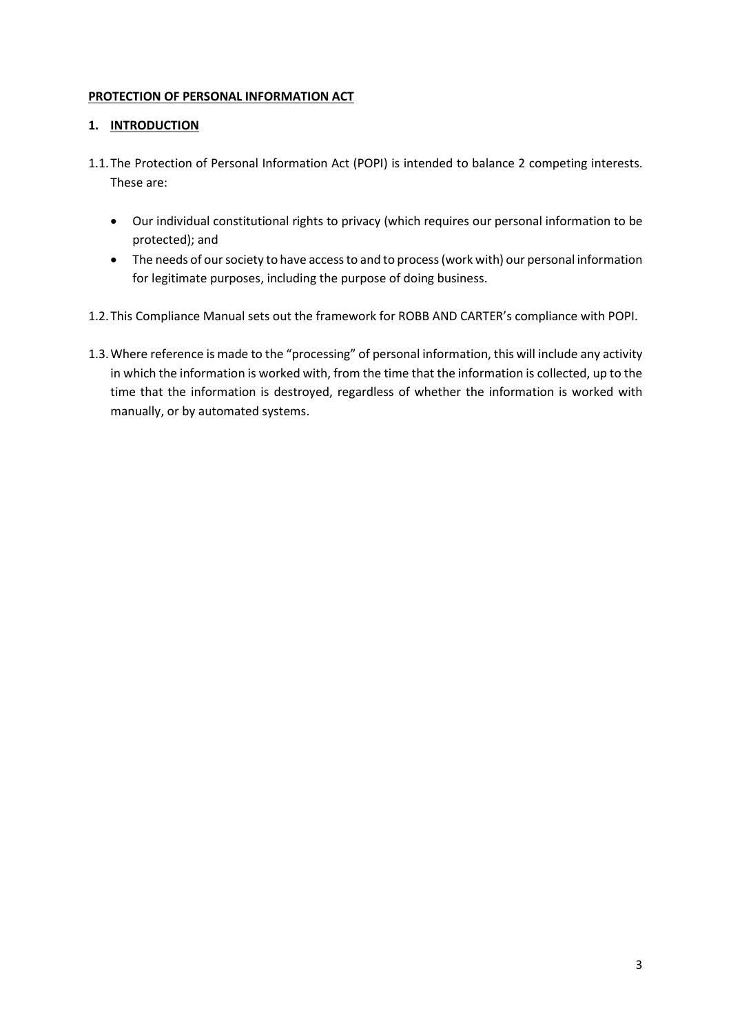# **PROTECTION OF PERSONAL INFORMATION ACT**

## **1. INTRODUCTION**

1.1. The Protection of Personal Information Act (POPI) is intended to balance 2 competing interests. These are:

- Our individual constitutional rights to privacy (which requires our personal information to be protected); and
- The needs of our society to have access to and to process (work with) our personal information for legitimate purposes, including the purpose of doing business.

1.2. This Compliance Manual sets out the framework for ROBB AND CARTER's compliance with POPI.

1.3. Where reference is made to the "processing" of personal information, this will include any activity in which the information is worked with, from the time that the information is collected, up to the time that the information is destroyed, regardless of whether the information is worked with manually, or by automated systems.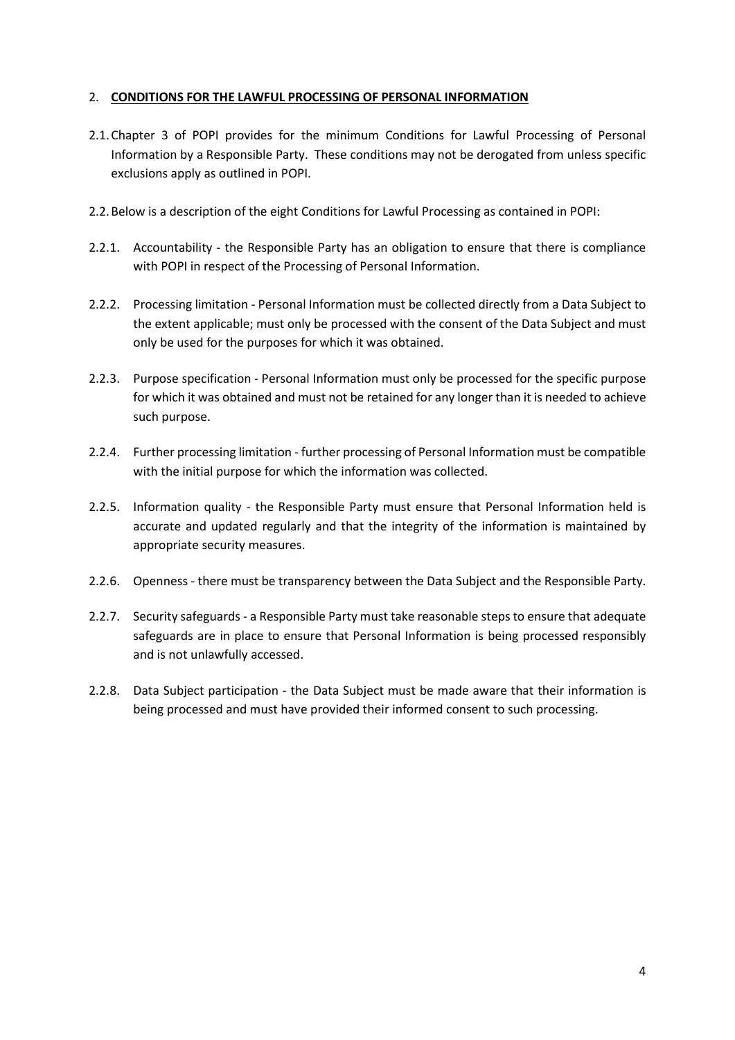## 2. **CONDITIONS FOR THE LAWFUL PROCESSING OF PERSONAL INFORMATION**

2.1. Chapter 3 of POPI provides for the minimum Conditions for Lawful Processing of Personal Information by a Responsible Party. These conditions may not be derogated from unless specific exclusions apply as outlined in POPI.

2.2. Below is a description of the eight Conditions for Lawful Processing as contained in POPI:

2.2.1. Accountability - the Responsible Party has an obligation to ensure that there is compliance with POPI in respect of the Processing of Personal Information.

2.2.2. Processing limitation - Personal Information must be collected directly from a Data Subject to the extent applicable; must only be processed with the consent of the Data Subject and must only be used for the purposes for which it was obtained.

2.2.3. Purpose specification - Personal Information must only be processed for the specific purpose for which it was obtained and must not be retained for any longer than it is needed to achieve such purpose.

2.2.4. Further processing limitation - further processing of Personal Information must be compatible with the initial purpose for which the information was collected.

2.2.5. Information quality - the Responsible Party must ensure that Personal Information held is accurate and updated regularly and that the integrity of the information is maintained by appropriate security measures.

2.2.6. Openness - there must be transparency between the Data Subject and the Responsible Party.

2.2.7. Security safeguards - a Responsible Party must take reasonable steps to ensure that adequate safeguards are in place to ensure that Personal Information is being processed responsibly and is not unlawfully accessed.

2.2.8. Data Subject participation - the Data Subject must be made aware that their information is being processed and must have provided their informed consent to such processing.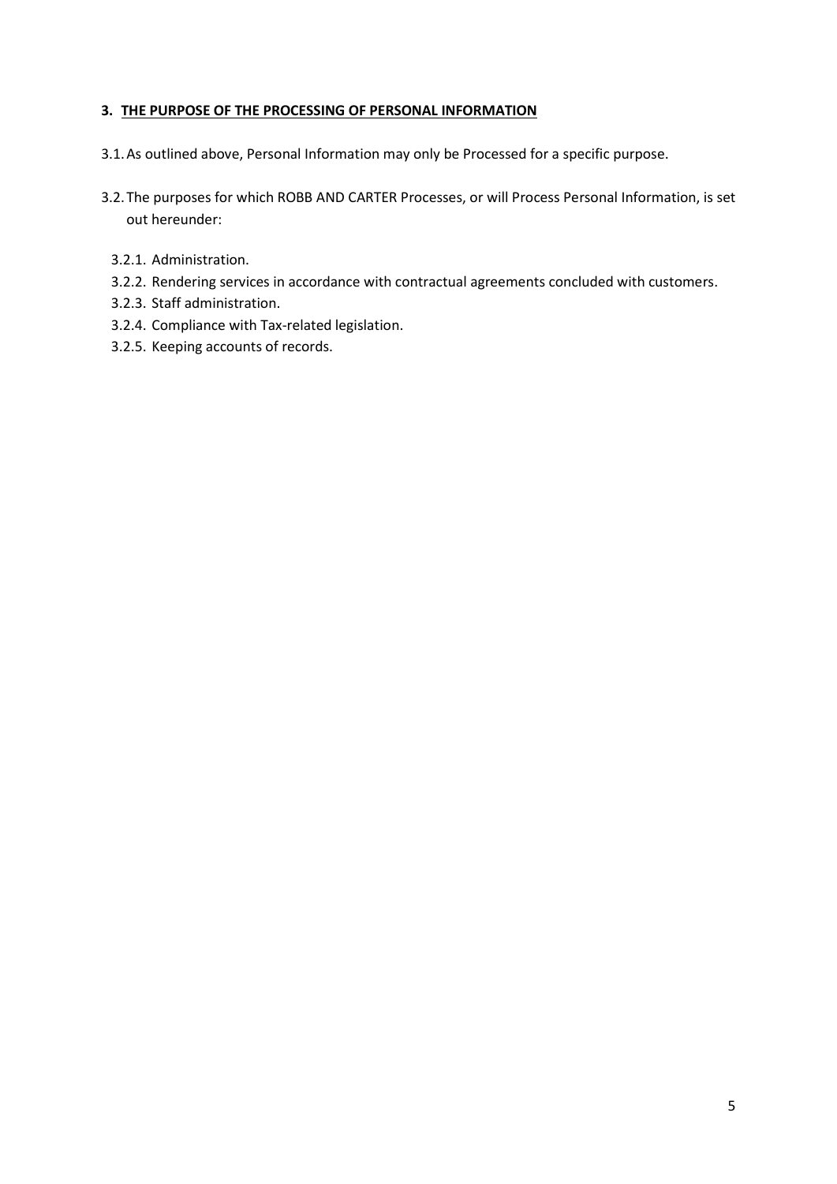### 3. <u>THE PURPOSE OF THE PROCESSING OF PERSONAL INFORMATION</u>

3.1. As outlined above, Personal Information may only be Processed for a specific purpose.

3.2. The purposes for which ROBB AND CARTER Processes, or will Process Personal Information, is set out hereunder:

- 3.2.1. Administration.
- 3.2.2. Rendering services in accordance with contractual agreements concluded with customers.
- 3.2.3. Staff administration.
- 3.2.4. Compliance with Tax-related legislation.
- 3.2.5. Keeping accounts of records.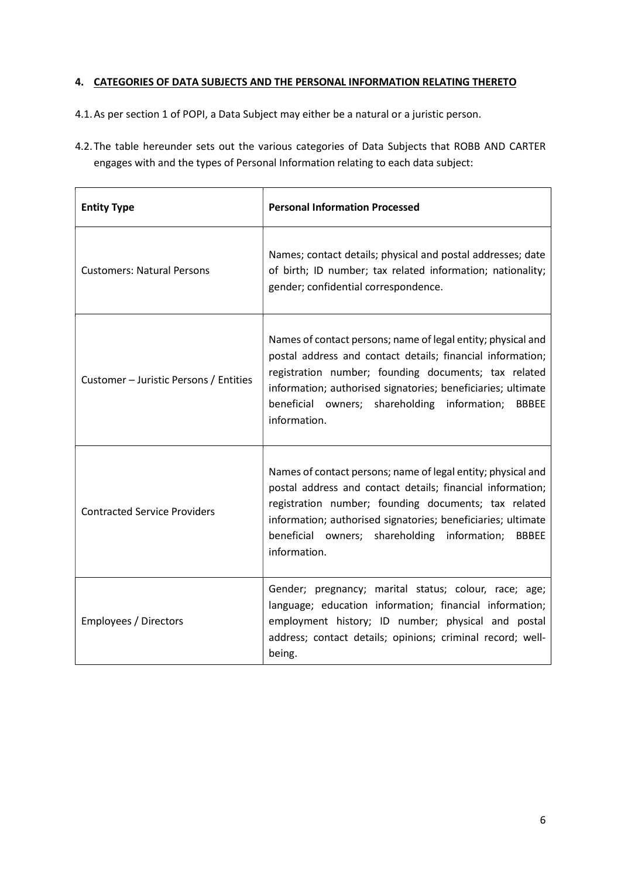## 4. CATEGORIES OF DATA SUBJECTS AND THE PERSONAL INFORMATION RELATING THERETO

4.1. As per section 1 of POPI, a Data Subject may either be a natural or a juristic person.

4.2. The table hereunder sets out the various categories of Data Subjects that ROBB AND CARTER engages with and the types of Personal Information relating to each data subject:

| **Entity Type** | **Personal Information Processed** |
|---|---|
| Customers: Natural Persons | Names; contact details; physical and postal addresses; date of birth; ID number; tax related information; nationality; gender; confidential correspondence. |
| Customer – Juristic Persons / Entities | Names of contact persons; name of legal entity; physical and postal address and contact details; financial information; registration number; founding documents; tax related information; authorised signatories; beneficiaries; ultimate beneficial owners; shareholding information; BBBEE information. |
| Contracted Service Providers | Names of contact persons; name of legal entity; physical and postal address and contact details; financial information; registration number; founding documents; tax related information; authorised signatories; beneficiaries; ultimate beneficial owners; shareholding information; BBBEE information. |
| Employees / Directors | Gender; pregnancy; marital status; colour, race; age; language; education information; financial information; employment history; ID number; physical and postal address; contact details; opinions; criminal record; well-being. |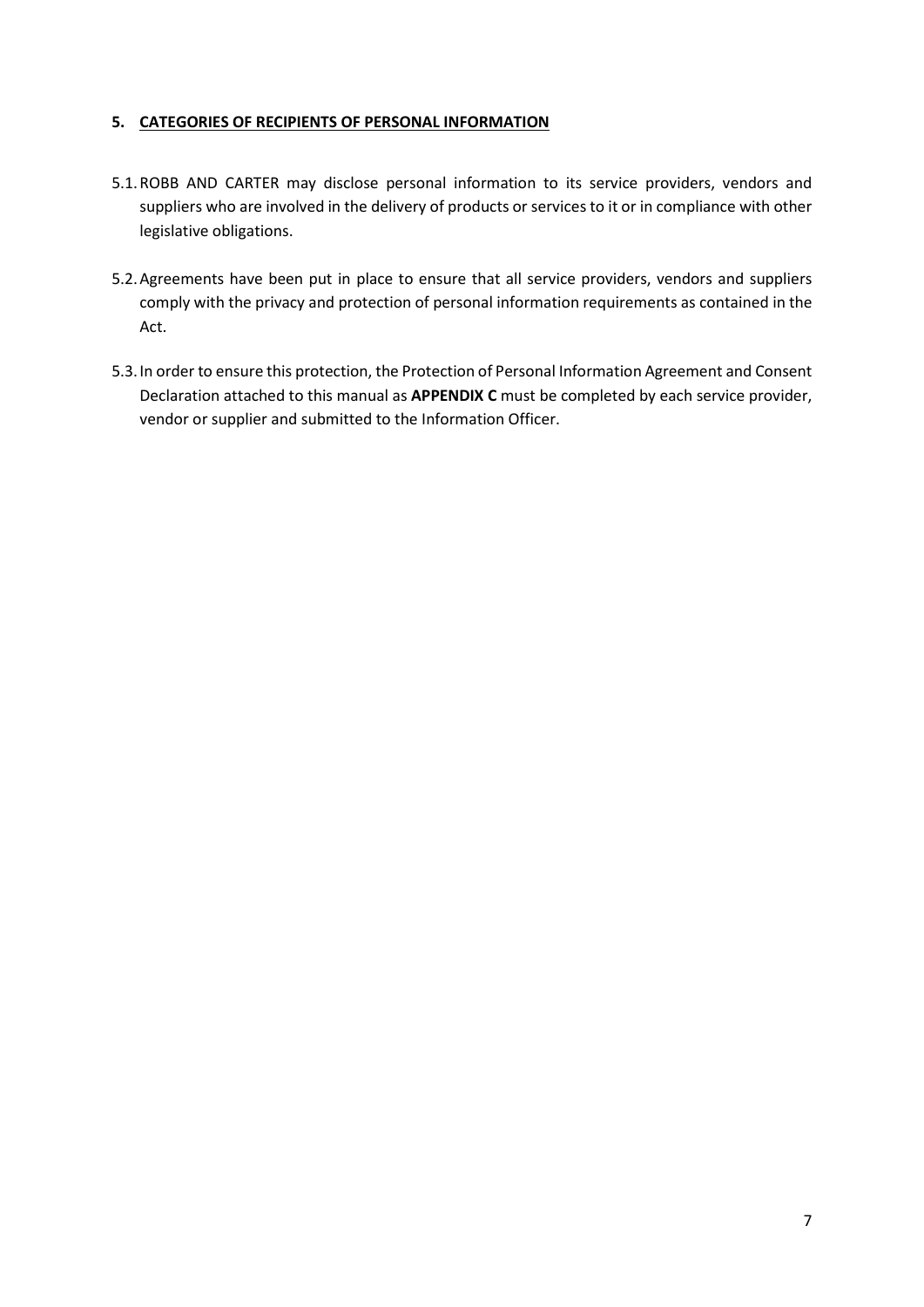## 5. CATEGORIES OF RECIPIENTS OF PERSONAL INFORMATION

5.1. ROBB AND CARTER may disclose personal information to its service providers, vendors and suppliers who are involved in the delivery of products or services to it or in compliance with other legislative obligations.

5.2. Agreements have been put in place to ensure that all service providers, vendors and suppliers comply with the privacy and protection of personal information requirements as contained in the Act.

5.3. In order to ensure this protection, the Protection of Personal Information Agreement and Consent Declaration attached to this manual as **APPENDIX C** must be completed by each service provider, vendor or supplier and submitted to the Information Officer.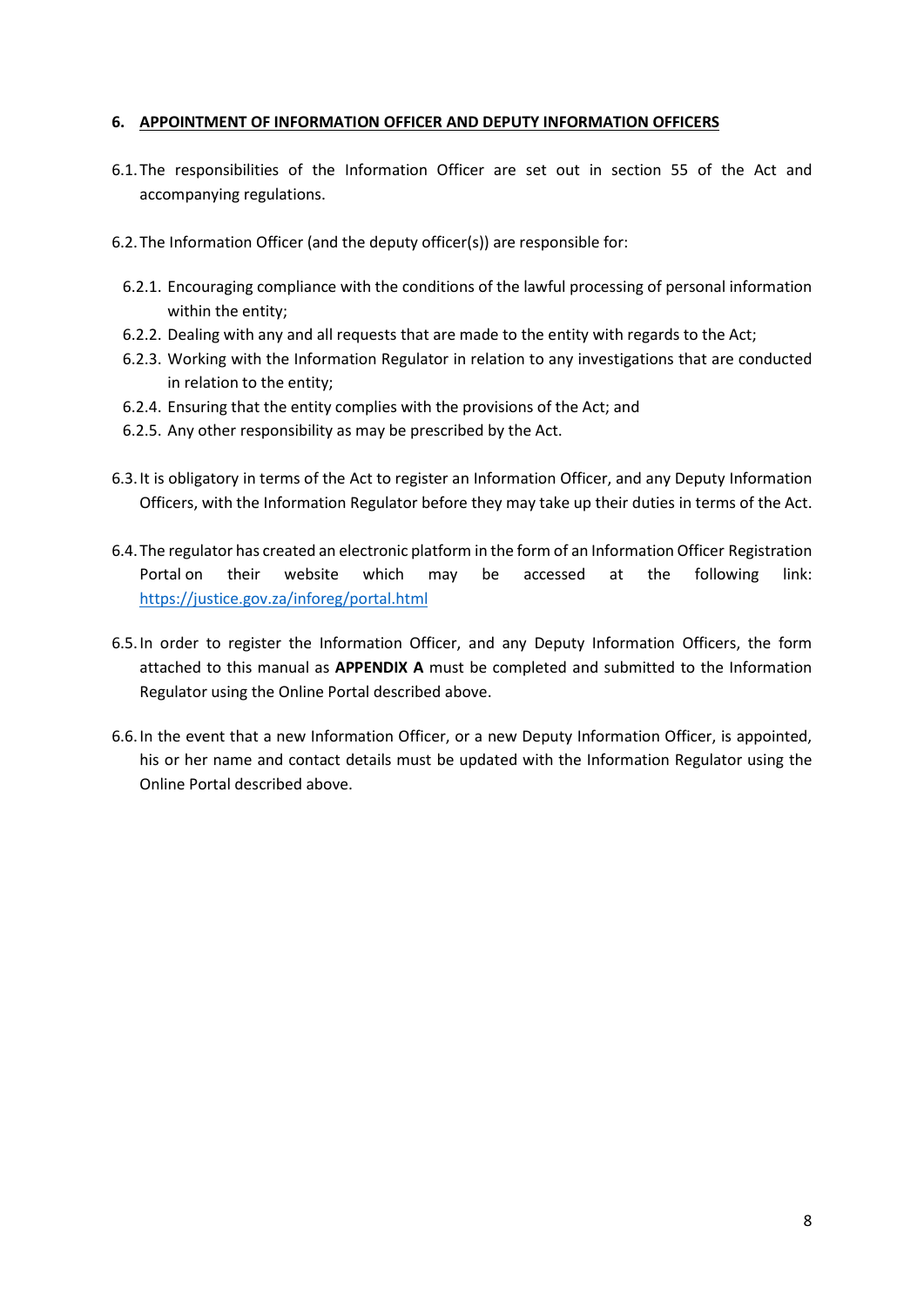## 6. APPOINTMENT OF INFORMATION OFFICER AND DEPUTY INFORMATION OFFICERS

6.1. The responsibilities of the Information Officer are set out in section 55 of the Act and accompanying regulations.

6.2. The Information Officer (and the deputy officer(s)) are responsible for:

- 6.2.1. Encouraging compliance with the conditions of the lawful processing of personal information within the entity;
- 6.2.2. Dealing with any and all requests that are made to the entity with regards to the Act;
- 6.2.3. Working with the Information Regulator in relation to any investigations that are conducted in relation to the entity;
- 6.2.4. Ensuring that the entity complies with the provisions of the Act; and
- 6.2.5. Any other responsibility as may be prescribed by the Act.

6.3. It is obligatory in terms of the Act to register an Information Officer, and any Deputy Information Officers, with the Information Regulator before they may take up their duties in terms of the Act.

6.4. The regulator has created an electronic platform in the form of an Information Officer Registration Portal on their website which may be accessed at the following link: [https://justice.gov.za/inforeg/portal.html](https://justice.gov.za/inforeg/portal.html)

6.5. In order to register the Information Officer, and any Deputy Information Officers, the form attached to this manual as **APPENDIX A** must be completed and submitted to the Information Regulator using the Online Portal described above.

6.6. In the event that a new Information Officer, or a new Deputy Information Officer, is appointed, his or her name and contact details must be updated with the Information Regulator using the Online Portal described above.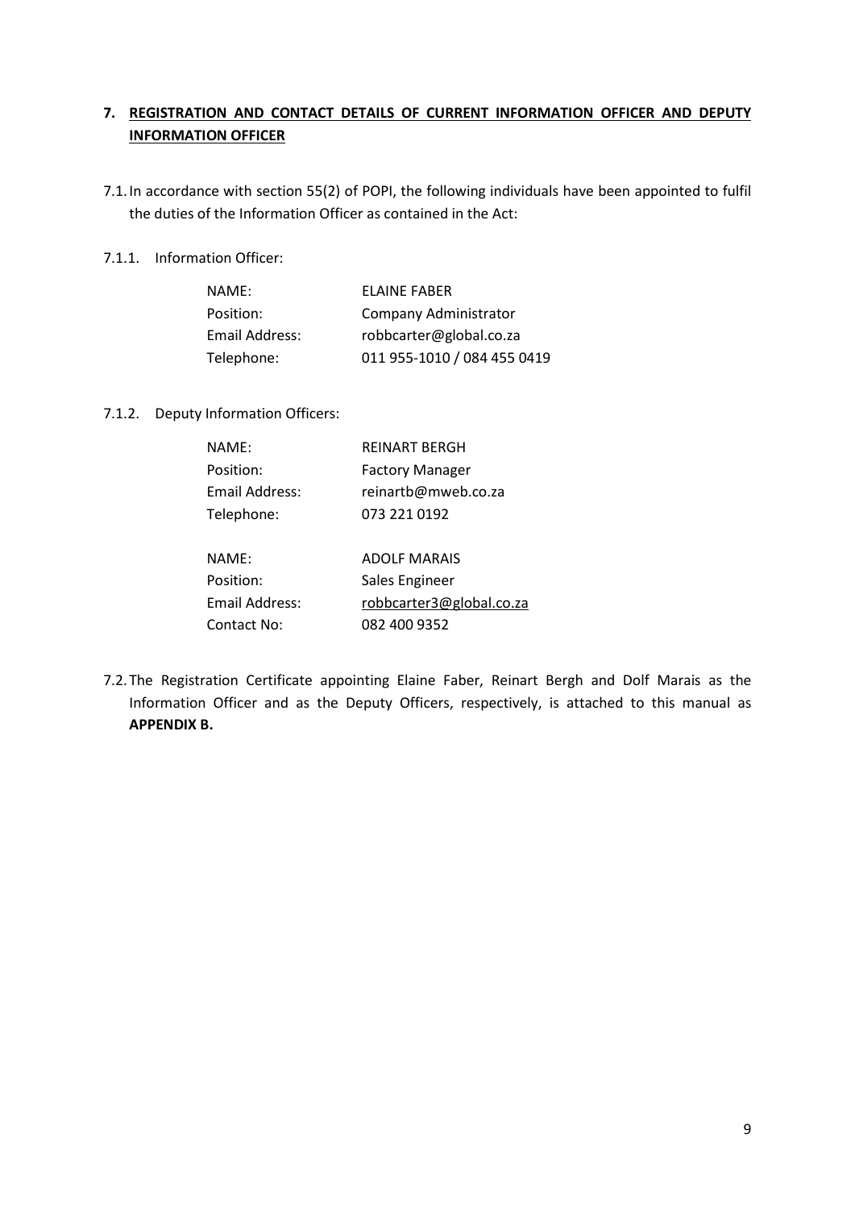## 7. <u>REGISTRATION AND CONTACT DETAILS OF CURRENT INFORMATION OFFICER AND DEPUTY INFORMATION OFFICER</u>

7.1. In accordance with section 55(2) of POPI, the following individuals have been appointed to fulfil the duties of the Information Officer as contained in the Act:

7.1.1. Information Officer:

| | |
|---|---|
| NAME: | ELAINE FABER |
| Position: | Company Administrator |
| Email Address: | robbcarter@global.co.za |
| Telephone: | 011 955-1010 / 084 455 0419 |

7.1.2. Deputy Information Officers:

| | |
|---|---|
| NAME: | REINART BERGH |
| Position: | Factory Manager |
| Email Address: | reinartb@mweb.co.za |
| Telephone: | 073 221 0192 |

| | |
|---|---|
| NAME: | ADOLF MARAIS |
| Position: | Sales Engineer |
| Email Address: | robbcarter3@global.co.za |
| Contact No: | 082 400 9352 |

7.2. The Registration Certificate appointing Elaine Faber, Reinart Bergh and Dolf Marais as the Information Officer and as the Deputy Officers, respectively, is attached to this manual as **APPENDIX B.**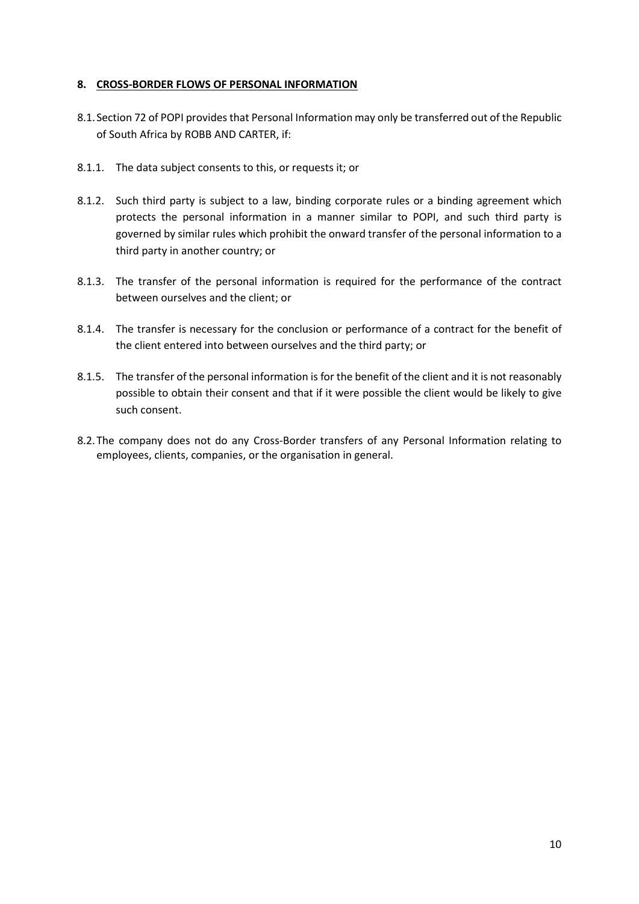## 8. CROSS-BORDER FLOWS OF PERSONAL INFORMATION

8.1. Section 72 of POPI provides that Personal Information may only be transferred out of the Republic of South Africa by ROBB AND CARTER, if:

8.1.1. The data subject consents to this, or requests it; or

8.1.2. Such third party is subject to a law, binding corporate rules or a binding agreement which protects the personal information in a manner similar to POPI, and such third party is governed by similar rules which prohibit the onward transfer of the personal information to a third party in another country; or

8.1.3. The transfer of the personal information is required for the performance of the contract between ourselves and the client; or

8.1.4. The transfer is necessary for the conclusion or performance of a contract for the benefit of the client entered into between ourselves and the third party; or

8.1.5. The transfer of the personal information is for the benefit of the client and it is not reasonably possible to obtain their consent and that if it were possible the client would be likely to give such consent.

8.2. The company does not do any Cross-Border transfers of any Personal Information relating to employees, clients, companies, or the organisation in general.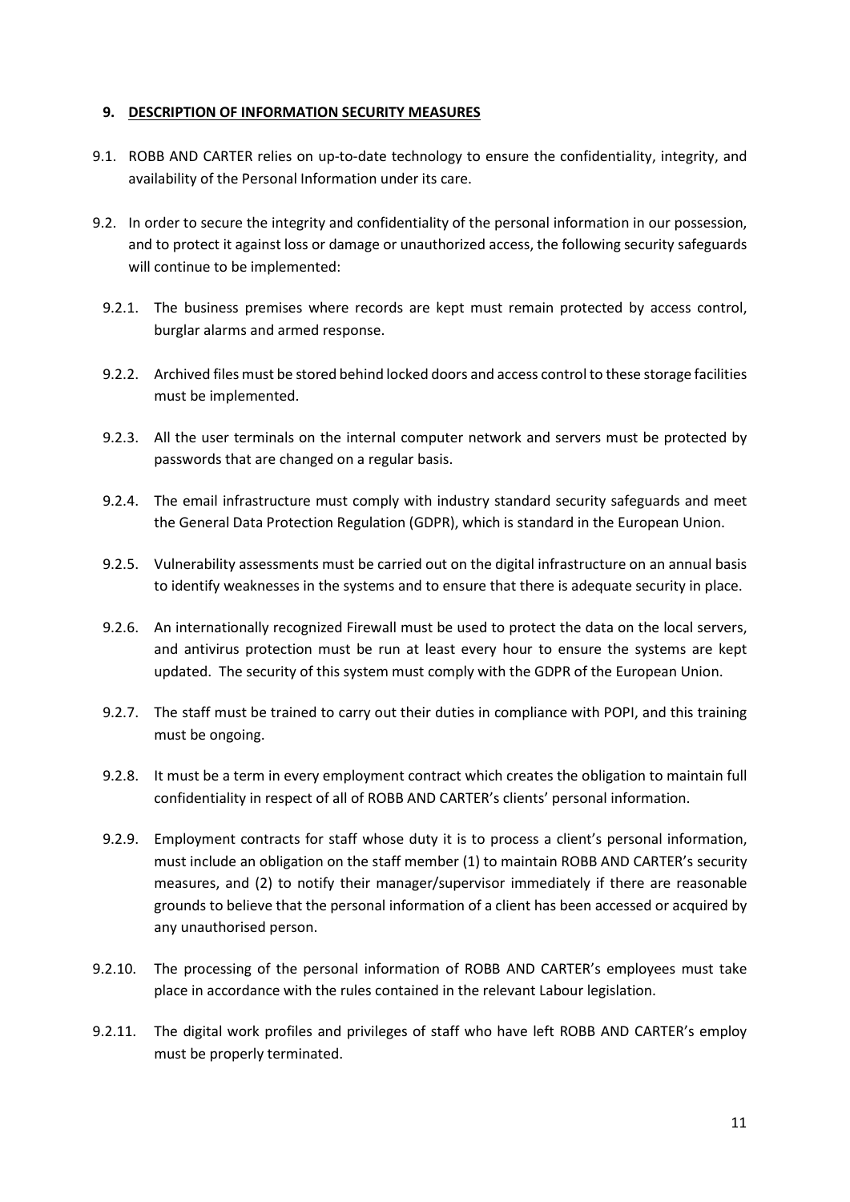## 9. DESCRIPTION OF INFORMATION SECURITY MEASURES

9.1. ROBB AND CARTER relies on up-to-date technology to ensure the confidentiality, integrity, and availability of the Personal Information under its care.

9.2. In order to secure the integrity and confidentiality of the personal information in our possession, and to protect it against loss or damage or unauthorized access, the following security safeguards will continue to be implemented:

9.2.1. The business premises where records are kept must remain protected by access control, burglar alarms and armed response.

9.2.2. Archived files must be stored behind locked doors and access control to these storage facilities must be implemented.

9.2.3. All the user terminals on the internal computer network and servers must be protected by passwords that are changed on a regular basis.

9.2.4. The email infrastructure must comply with industry standard security safeguards and meet the General Data Protection Regulation (GDPR), which is standard in the European Union.

9.2.5. Vulnerability assessments must be carried out on the digital infrastructure on an annual basis to identify weaknesses in the systems and to ensure that there is adequate security in place.

9.2.6. An internationally recognized Firewall must be used to protect the data on the local servers, and antivirus protection must be run at least every hour to ensure the systems are kept updated. The security of this system must comply with the GDPR of the European Union.

9.2.7. The staff must be trained to carry out their duties in compliance with POPI, and this training must be ongoing.

9.2.8. It must be a term in every employment contract which creates the obligation to maintain full confidentiality in respect of all of ROBB AND CARTER's clients' personal information.

9.2.9. Employment contracts for staff whose duty it is to process a client's personal information, must include an obligation on the staff member (1) to maintain ROBB AND CARTER's security measures, and (2) to notify their manager/supervisor immediately if there are reasonable grounds to believe that the personal information of a client has been accessed or acquired by any unauthorised person.

9.2.10. The processing of the personal information of ROBB AND CARTER's employees must take place in accordance with the rules contained in the relevant Labour legislation.

9.2.11. The digital work profiles and privileges of staff who have left ROBB AND CARTER's employ must be properly terminated.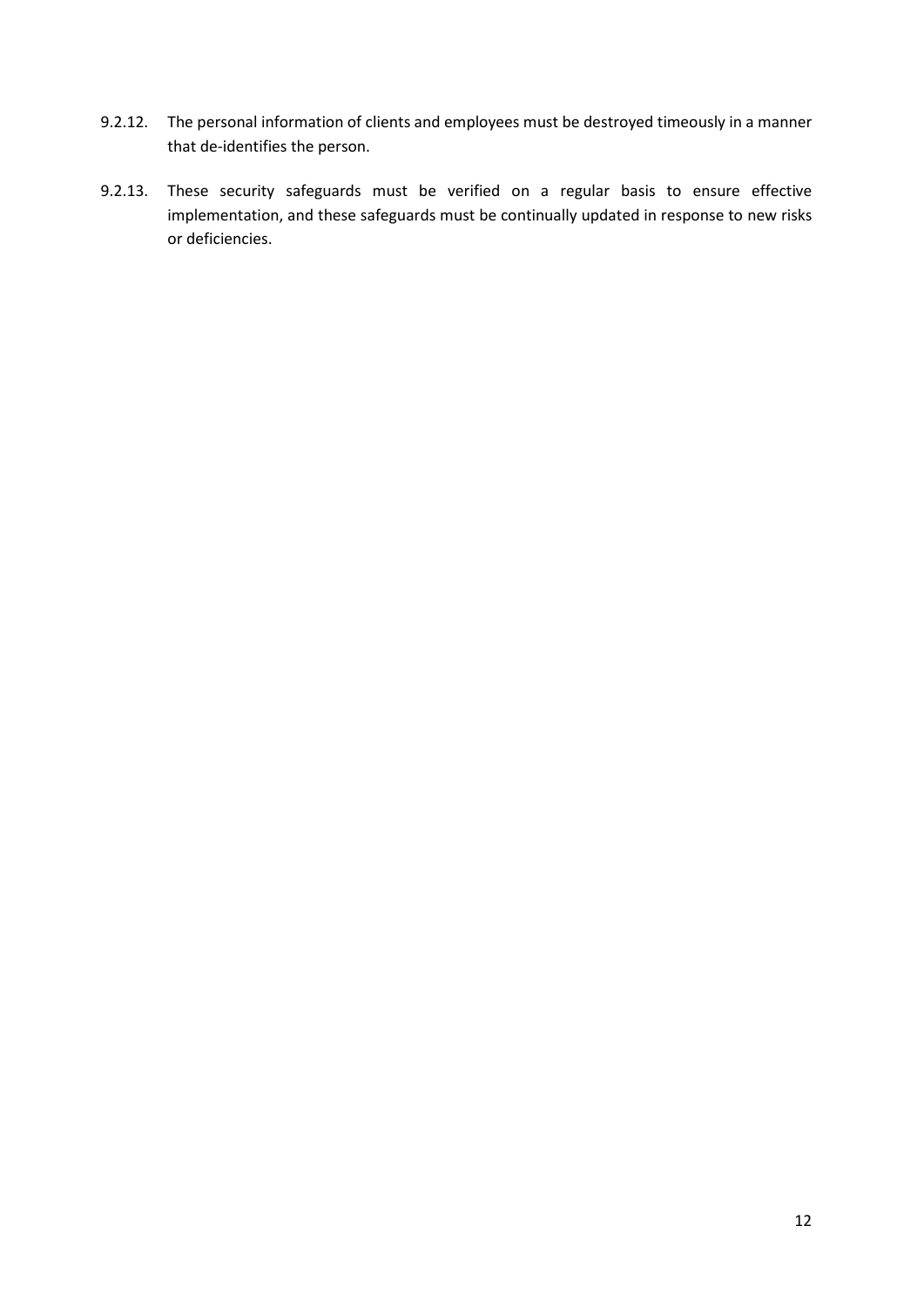9.2.12. The personal information of clients and employees must be destroyed timeously in a manner that de-identifies the person.

9.2.13. These security safeguards must be verified on a regular basis to ensure effective implementation, and these safeguards must be continually updated in response to new risks or deficiencies.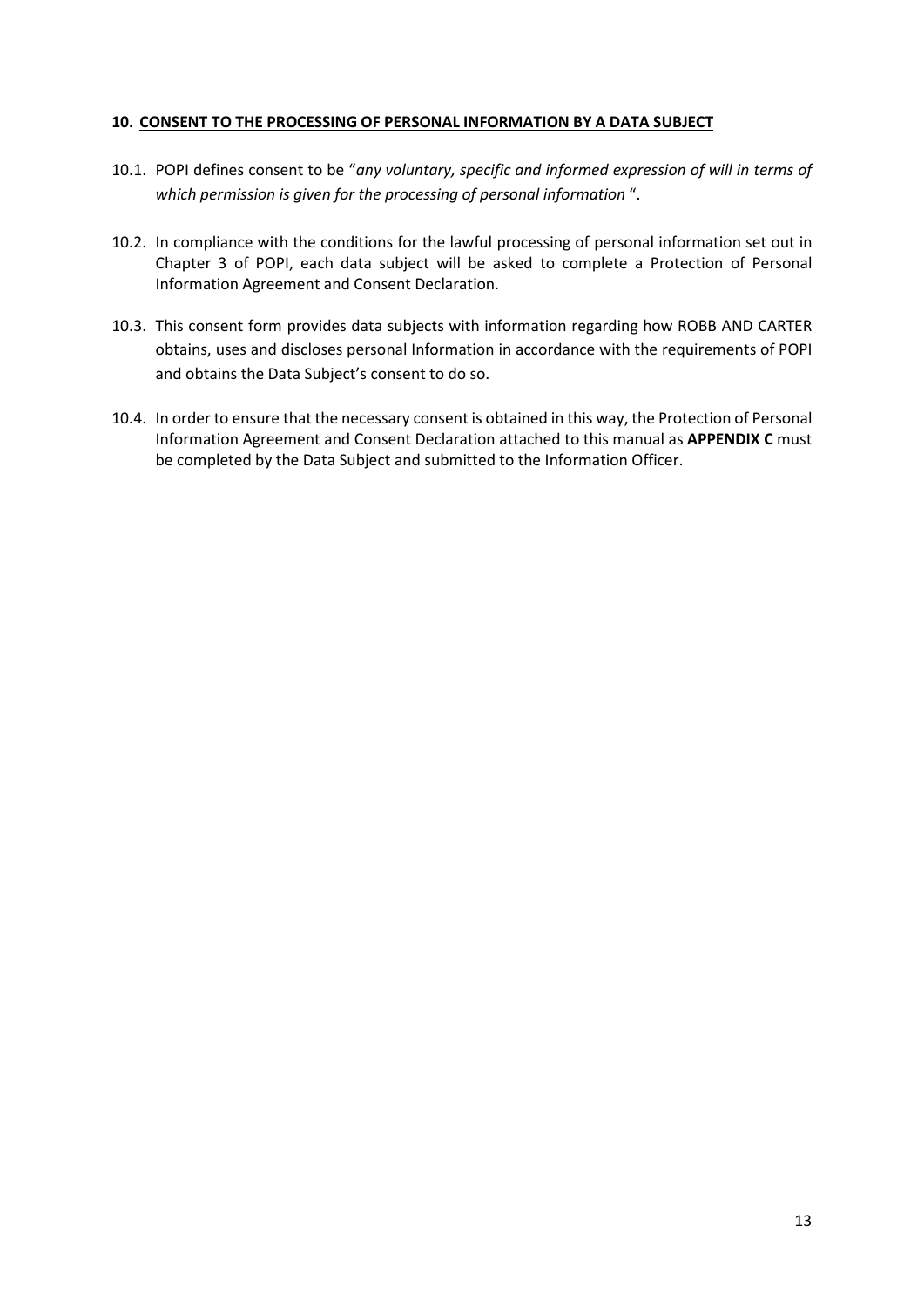## 10. <u>CONSENT TO THE PROCESSING OF PERSONAL INFORMATION BY A DATA SUBJECT</u>

10.1. POPI defines consent to be "*any voluntary, specific and informed expression of will in terms of which permission is given for the processing of personal information* ".

10.2. In compliance with the conditions for the lawful processing of personal information set out in Chapter 3 of POPI, each data subject will be asked to complete a Protection of Personal Information Agreement and Consent Declaration.

10.3. This consent form provides data subjects with information regarding how ROBB AND CARTER obtains, uses and discloses personal Information in accordance with the requirements of POPI and obtains the Data Subject's consent to do so.

10.4. In order to ensure that the necessary consent is obtained in this way, the Protection of Personal Information Agreement and Consent Declaration attached to this manual as **APPENDIX C** must be completed by the Data Subject and submitted to the Information Officer.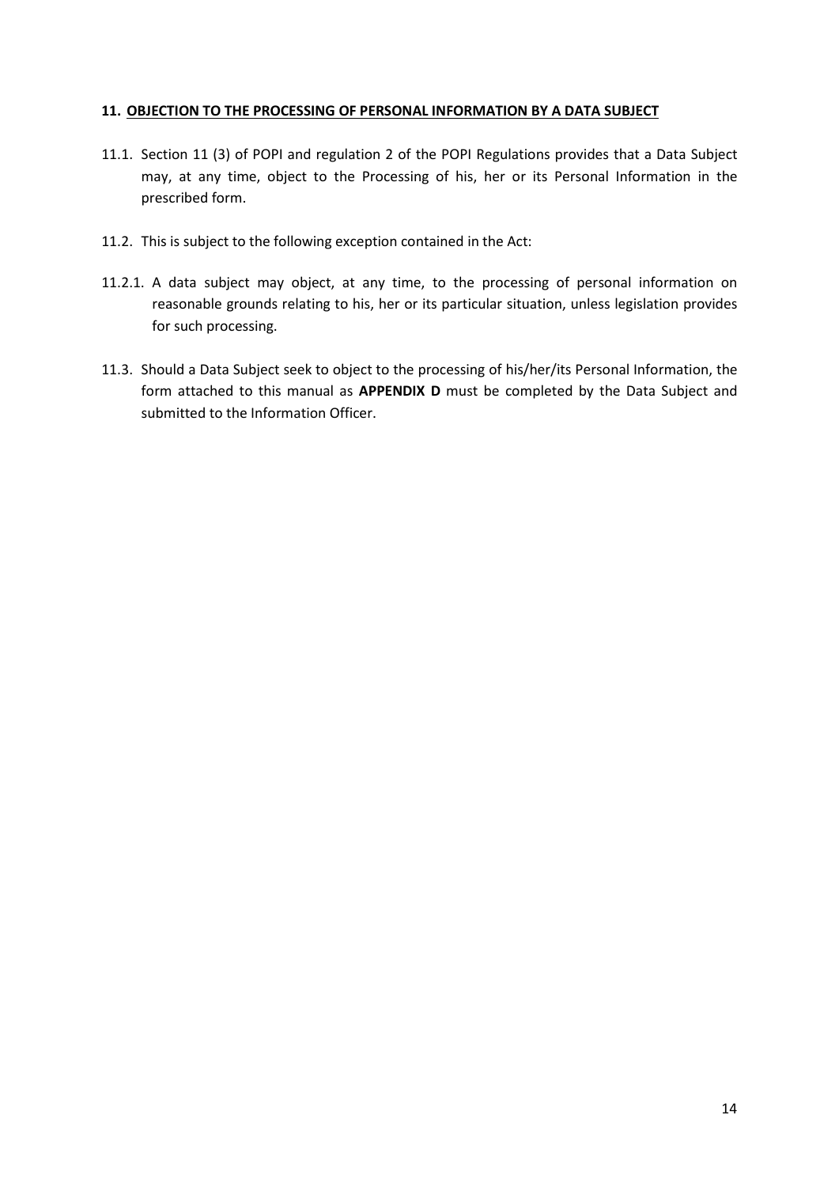## 11. OBJECTION TO THE PROCESSING OF PERSONAL INFORMATION BY A DATA SUBJECT

11.1. Section 11 (3) of POPI and regulation 2 of the POPI Regulations provides that a Data Subject may, at any time, object to the Processing of his, her or its Personal Information in the prescribed form.

11.2. This is subject to the following exception contained in the Act:

11.2.1. A data subject may object, at any time, to the processing of personal information on reasonable grounds relating to his, her or its particular situation, unless legislation provides for such processing.

11.3. Should a Data Subject seek to object to the processing of his/her/its Personal Information, the form attached to this manual as **APPENDIX D** must be completed by the Data Subject and submitted to the Information Officer.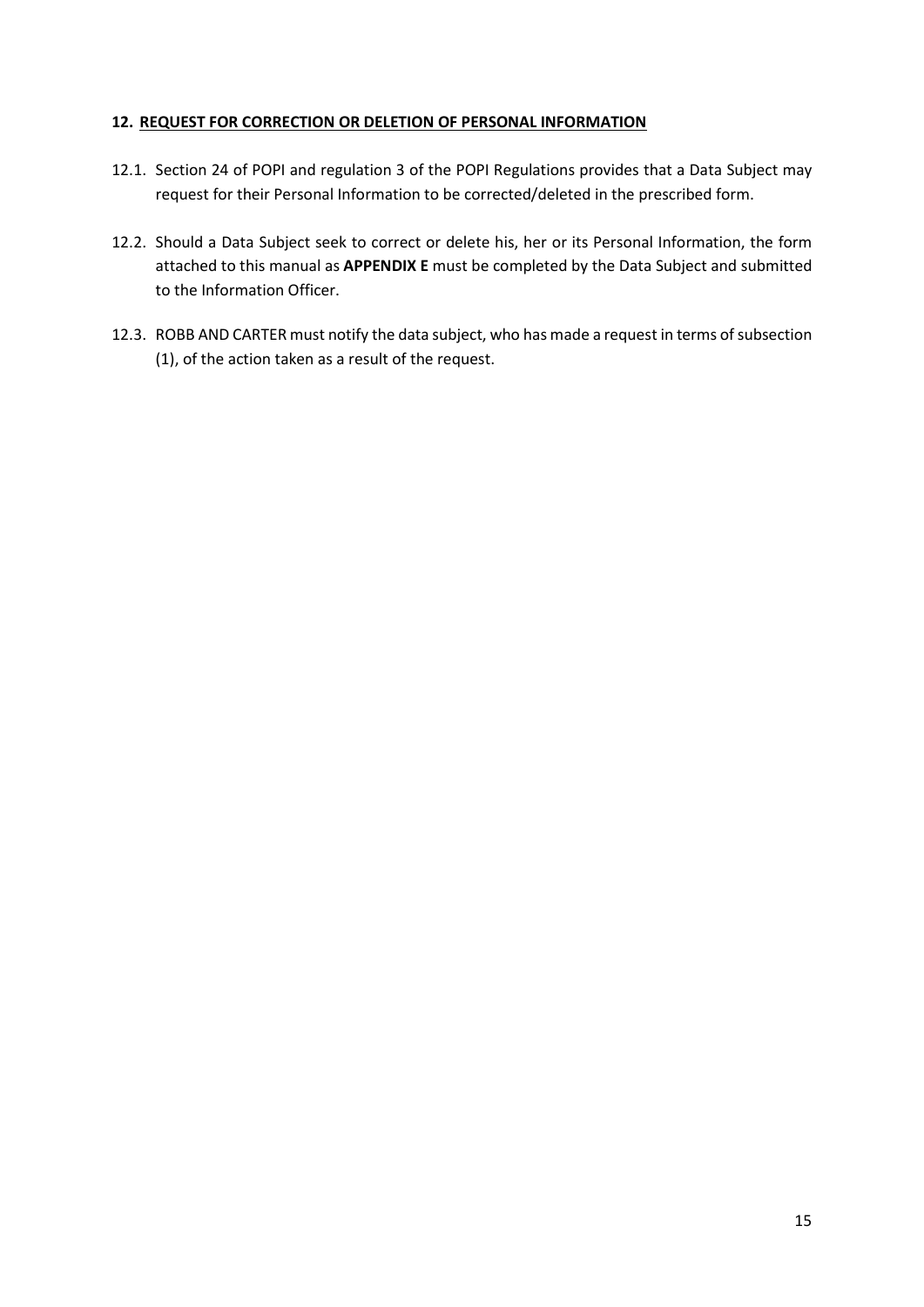## 12. REQUEST FOR CORRECTION OR DELETION OF PERSONAL INFORMATION

12.1. Section 24 of POPI and regulation 3 of the POPI Regulations provides that a Data Subject may request for their Personal Information to be corrected/deleted in the prescribed form.

12.2. Should a Data Subject seek to correct or delete his, her or its Personal Information, the form attached to this manual as **APPENDIX E** must be completed by the Data Subject and submitted to the Information Officer.

12.3. ROBB AND CARTER must notify the data subject, who has made a request in terms of subsection (1), of the action taken as a result of the request.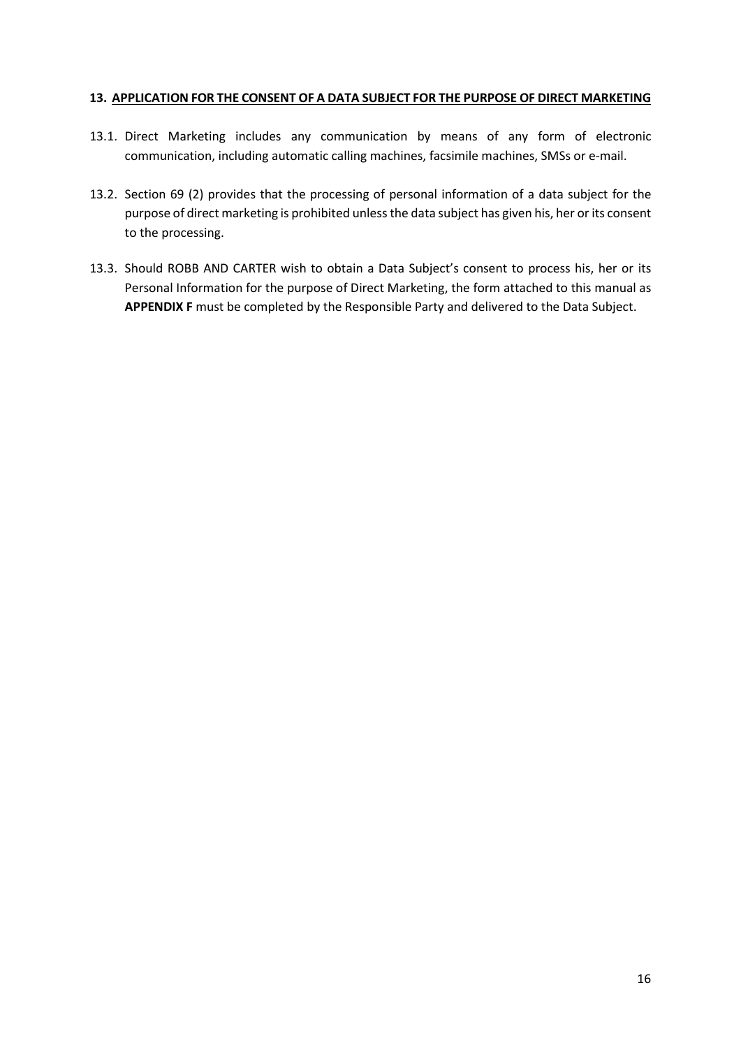## 13. APPLICATION FOR THE CONSENT OF A DATA SUBJECT FOR THE PURPOSE OF DIRECT MARKETING

13.1. Direct Marketing includes any communication by means of any form of electronic communication, including automatic calling machines, facsimile machines, SMSs or e-mail.

13.2. Section 69 (2) provides that the processing of personal information of a data subject for the purpose of direct marketing is prohibited unless the data subject has given his, her or its consent to the processing.

13.3. Should ROBB AND CARTER wish to obtain a Data Subject's consent to process his, her or its Personal Information for the purpose of Direct Marketing, the form attached to this manual as **APPENDIX F** must be completed by the Responsible Party and delivered to the Data Subject.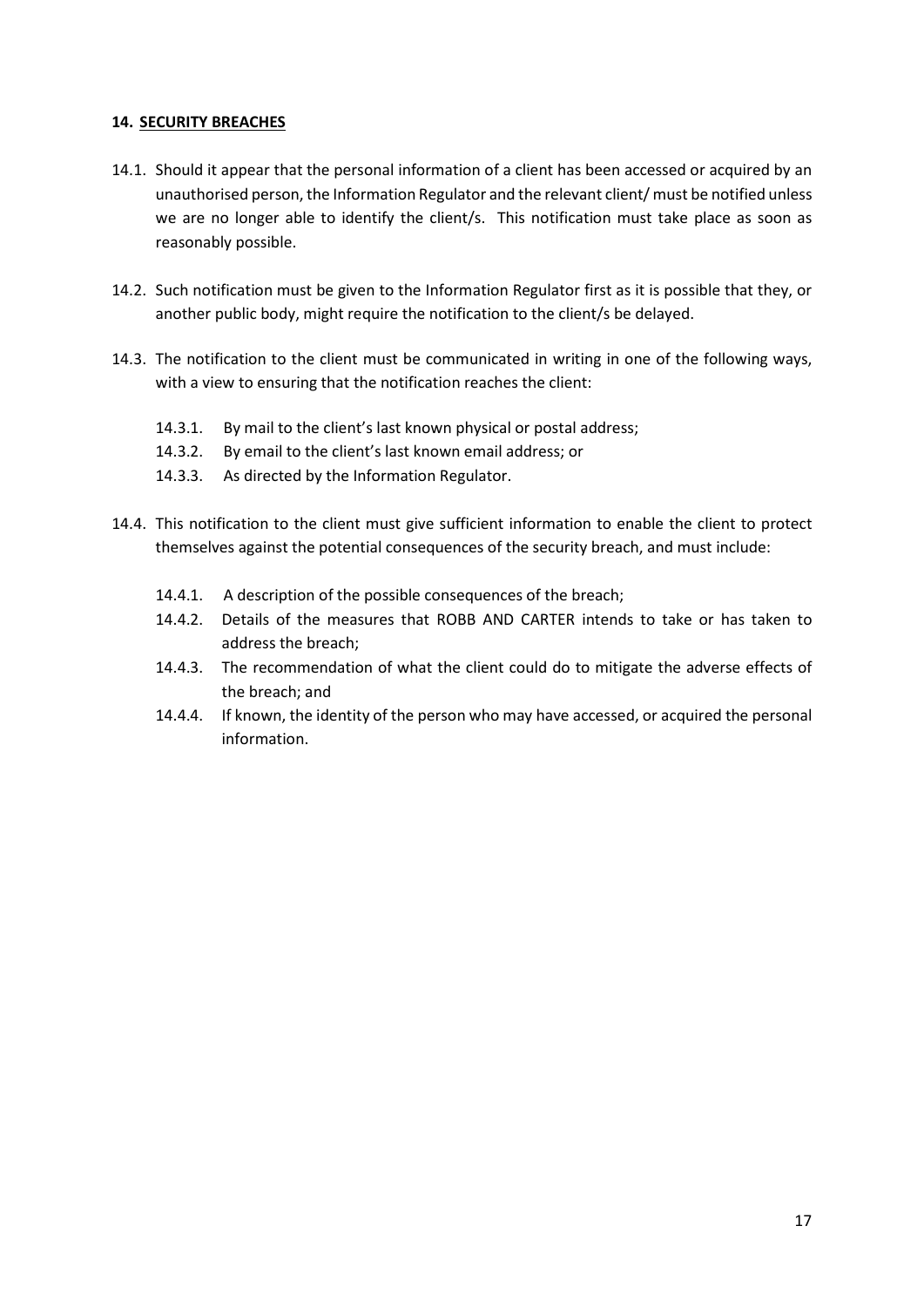## 14. SECURITY BREACHES

14.1. Should it appear that the personal information of a client has been accessed or acquired by an unauthorised person, the Information Regulator and the relevant client/ must be notified unless we are no longer able to identify the client/s. This notification must take place as soon as reasonably possible.

14.2. Such notification must be given to the Information Regulator first as it is possible that they, or another public body, might require the notification to the client/s be delayed.

14.3. The notification to the client must be communicated in writing in one of the following ways, with a view to ensuring that the notification reaches the client:

- 14.3.1. By mail to the client's last known physical or postal address;
- 14.3.2. By email to the client's last known email address; or
- 14.3.3. As directed by the Information Regulator.

14.4. This notification to the client must give sufficient information to enable the client to protect themselves against the potential consequences of the security breach, and must include:

- 14.4.1. A description of the possible consequences of the breach;
- 14.4.2. Details of the measures that ROBB AND CARTER intends to take or has taken to address the breach;
- 14.4.3. The recommendation of what the client could do to mitigate the adverse effects of the breach; and
- 14.4.4. If known, the identity of the person who may have accessed, or acquired the personal information.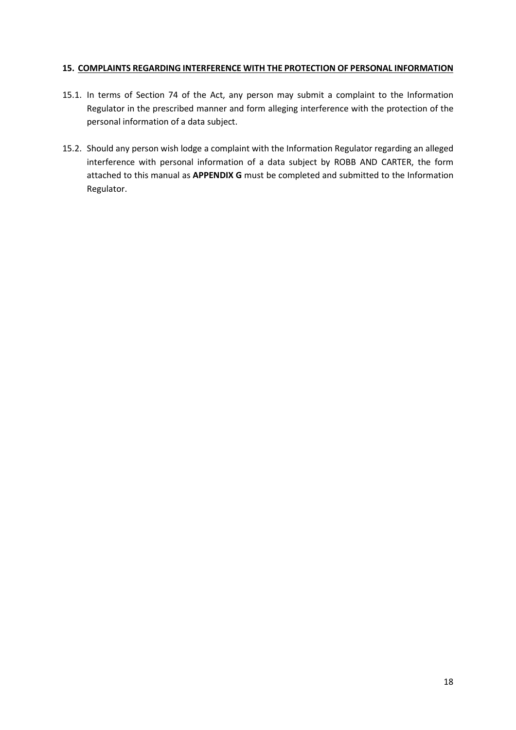## 15. COMPLAINTS REGARDING INTERFERENCE WITH THE PROTECTION OF PERSONAL INFORMATION

15.1. In terms of Section 74 of the Act, any person may submit a complaint to the Information Regulator in the prescribed manner and form alleging interference with the protection of the personal information of a data subject.

15.2. Should any person wish lodge a complaint with the Information Regulator regarding an alleged interference with personal information of a data subject by ROBB AND CARTER, the form attached to this manual as **APPENDIX G** must be completed and submitted to the Information Regulator.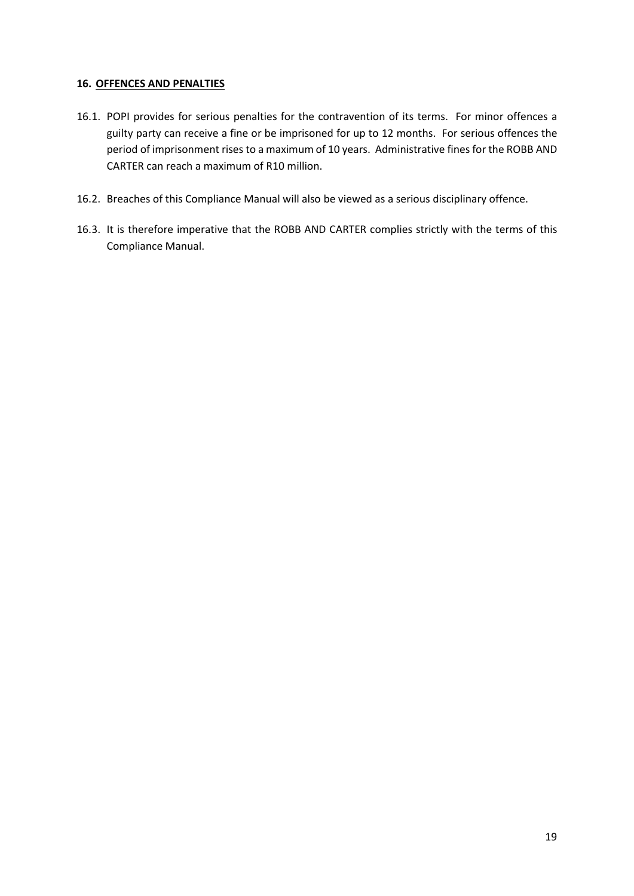## 16. OFFENCES AND PENALTIES

16.1. POPI provides for serious penalties for the contravention of its terms. For minor offences a guilty party can receive a fine or be imprisoned for up to 12 months. For serious offences the period of imprisonment rises to a maximum of 10 years. Administrative fines for the ROBB AND CARTER can reach a maximum of R10 million.

16.2. Breaches of this Compliance Manual will also be viewed as a serious disciplinary offence.

16.3. It is therefore imperative that the ROBB AND CARTER complies strictly with the terms of this Compliance Manual.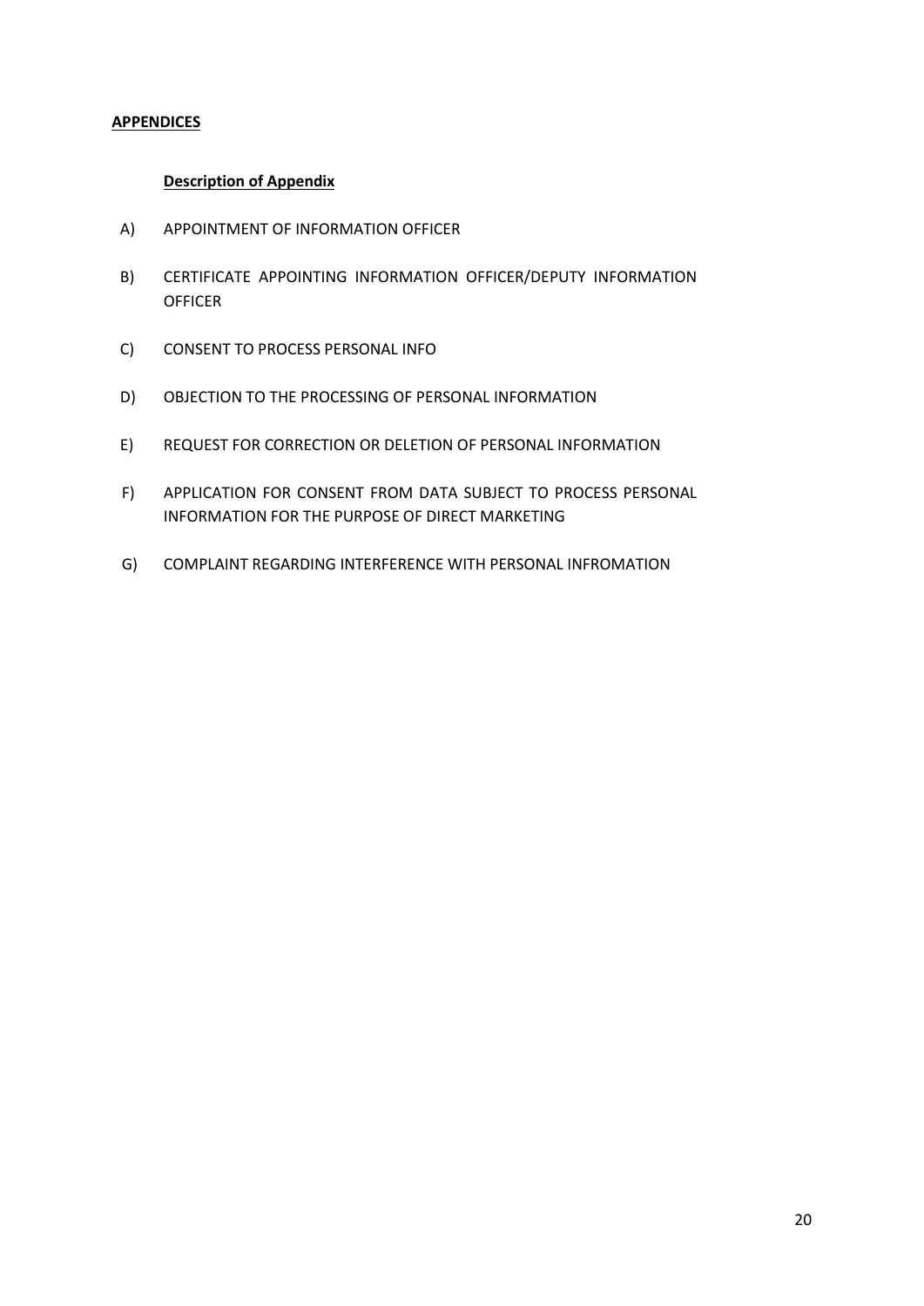**APPENDICES**

**Description of Appendix**

A) APPOINTMENT OF INFORMATION OFFICER

B) CERTIFICATE APPOINTING INFORMATION OFFICER/DEPUTY INFORMATION OFFICER

C) CONSENT TO PROCESS PERSONAL INFO

D) OBJECTION TO THE PROCESSING OF PERSONAL INFORMATION

E) REQUEST FOR CORRECTION OR DELETION OF PERSONAL INFORMATION

F) APPLICATION FOR CONSENT FROM DATA SUBJECT TO PROCESS PERSONAL INFORMATION FOR THE PURPOSE OF DIRECT MARKETING

G) COMPLAINT REGARDING INTERFERENCE WITH PERSONAL INFROMATION